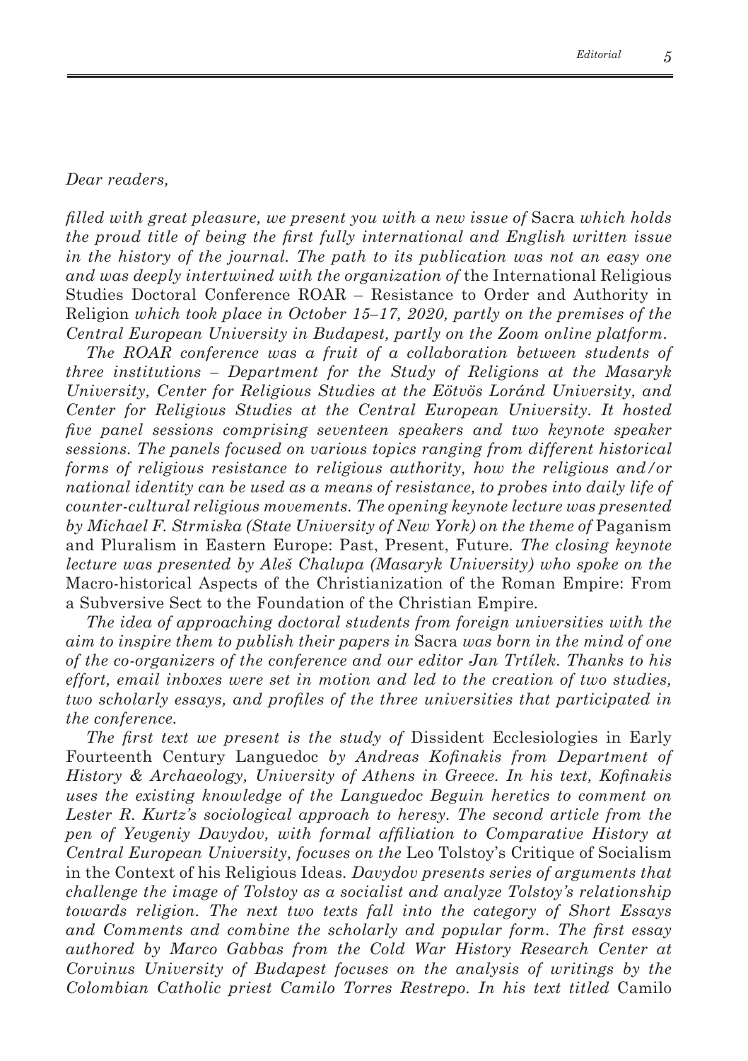*Dear readers,*

*filled with great pleasure, we present you with a new issue of* Sacra *which holds the proud title of being the first fully international and English written issue in the history of the journal. The path to its publication was not an easy one and was deeply intertwined with the organization of* the International Religious Studies Doctoral Conference ROAR – Resistance to Order and Authority in Religion *which took place in October 15–17, 2020, partly on the premises of the Central European University in Budapest, partly on the Zoom online platform.*

*The ROAR conference was a fruit of a collaboration between students of three institutions – Department for the Study of Religions at the Masaryk University, Center for Religious Studies at the Eötvös Loránd University, and Center for Religious Studies at the Central European University. It hosted five panel sessions comprising seventeen speakers and two keynote speaker sessions. The panels focused on various topics ranging from different historical forms of religious resistance to religious authority, how the religious and/or national identity can be used as a means of resistance, to probes into daily life of counter-cultural religious movements. The opening keynote lecture was presented by Michael F. Strmiska (State University of New York) on the theme of* Paganism and Pluralism in Eastern Europe: Past, Present, Future. *The closing keynote lecture was presented by Aleš Chalupa (Masaryk University) who spoke on the* Macro-historical Aspects of the Christianization of the Roman Empire: From a Subversive Sect to the Foundation of the Christian Empire.

*The idea of approaching doctoral students from foreign universities with the aim to inspire them to publish their papers in* Sacra *was born in the mind of one of the co-organizers of the conference and our editor Jan Trtílek. Thanks to his effort, email inboxes were set in motion and led to the creation of two studies, two scholarly essays, and profiles of the three universities that participated in the conference.*

*The first text we present is the study of* Dissident Ecclesiologies in Early Fourteenth Century Languedoc *by Andreas Kofinakis from Department of History & Archaeology, University of Athens in Greece. In his text, Kofinakis uses the existing knowledge of the Languedoc Beguin heretics to comment on Lester R. Kurtz's sociological approach to heresy. The second article from the pen of Yevgeniy Davydov, with formal affiliation to Comparative History at Central European University, focuses on the* Leo Tolstoy's Critique of Socialism in the Context of his Religious Ideas. *Davydov presents series of arguments that challenge the image of Tolstoy as a socialist and analyze Tolstoy's relationship towards religion. The next two texts fall into the category of Short Essays and Comments and combine the scholarly and popular form. The first essay authored by Marco Gabbas from the Cold War History Research Center at Corvinus University of Budapest focuses on the analysis of writings by the Colombian Catholic priest Camilo Torres Restrepo. In his text titled* Camilo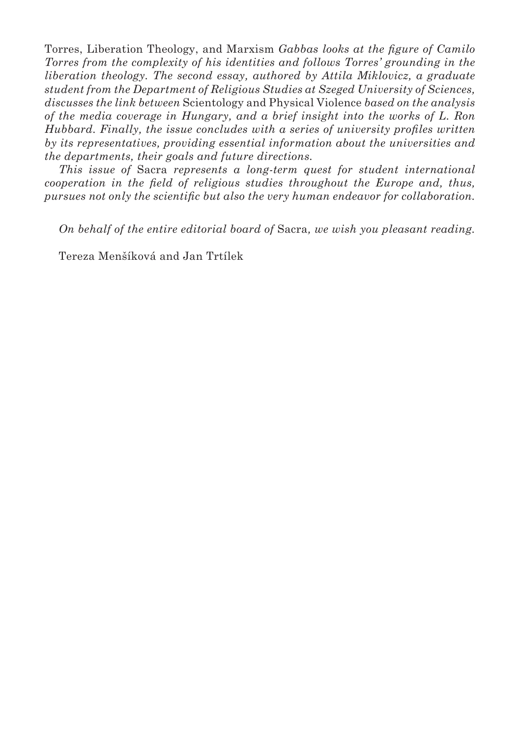Torres, Liberation Theology, and Marxism *Gabbas looks at the figure of Camilo Torres from the complexity of his identities and follows Torres' grounding in the liberation theology. The second essay, authored by Attila Miklovicz, a graduate student from the Department of Religious Studies at Szeged University of Sciences, discusses the link between* Scientology and Physical Violence *based on the analysis of the media coverage in Hungary, and a brief insight into the works of L. Ron Hubbard. Finally, the issue concludes with a series of university profiles written by its representatives, providing essential information about the universities and the departments, their goals and future directions.*

*This issue of* Sacra *represents a long-term quest for student international cooperation in the field of religious studies throughout the Europe and, thus, pursues not only the scientific but also the very human endeavor for collaboration.*

*On behalf of the entire editorial board of* Sacra*, we wish you pleasant reading.*

Tereza Menšíková and Jan Trtílek